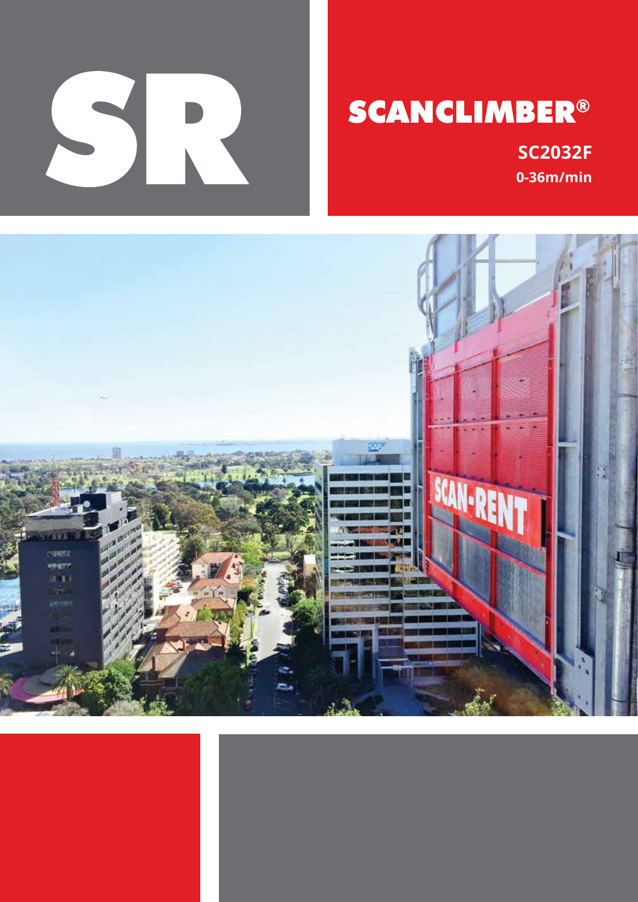# SR

## SCANCLIMBER®

**SC2032F**

**0-36m/min**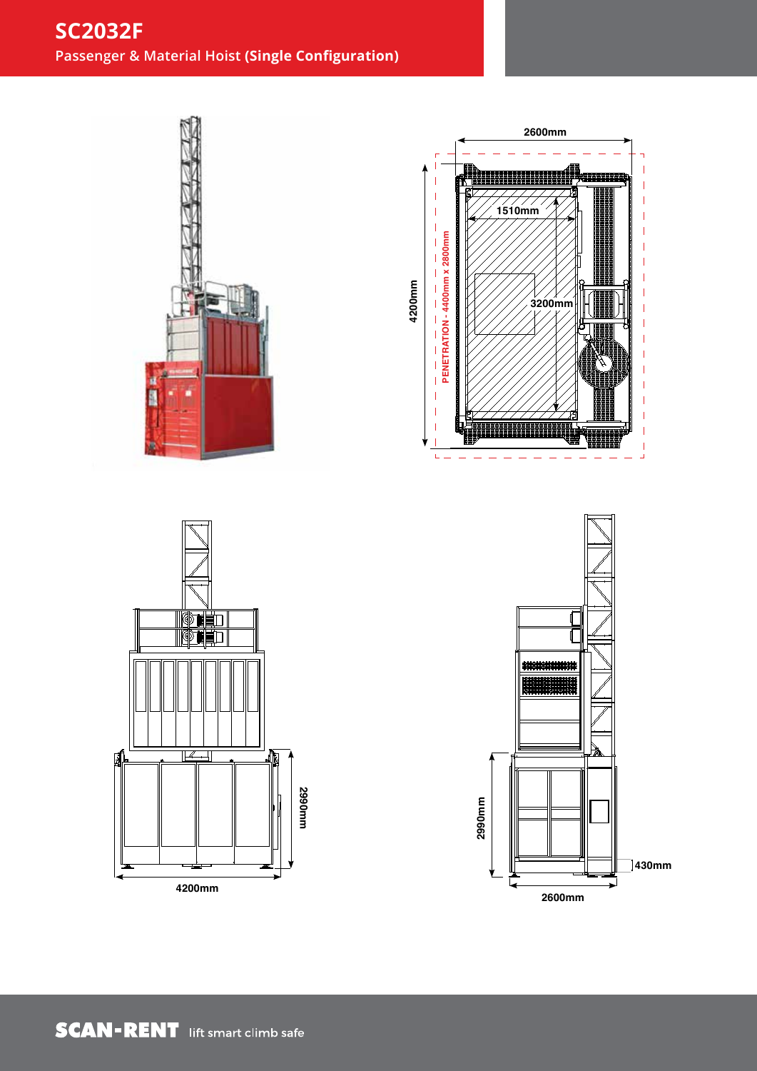# SC2032F

## Passenger & Material Hoist **(Single Configuration)**

2600mm

1510mm

3200mm

4200mm

PENETRATION - 4400mm x 2800mm

2990mm

4200mm

2990mm

430mm

2600mm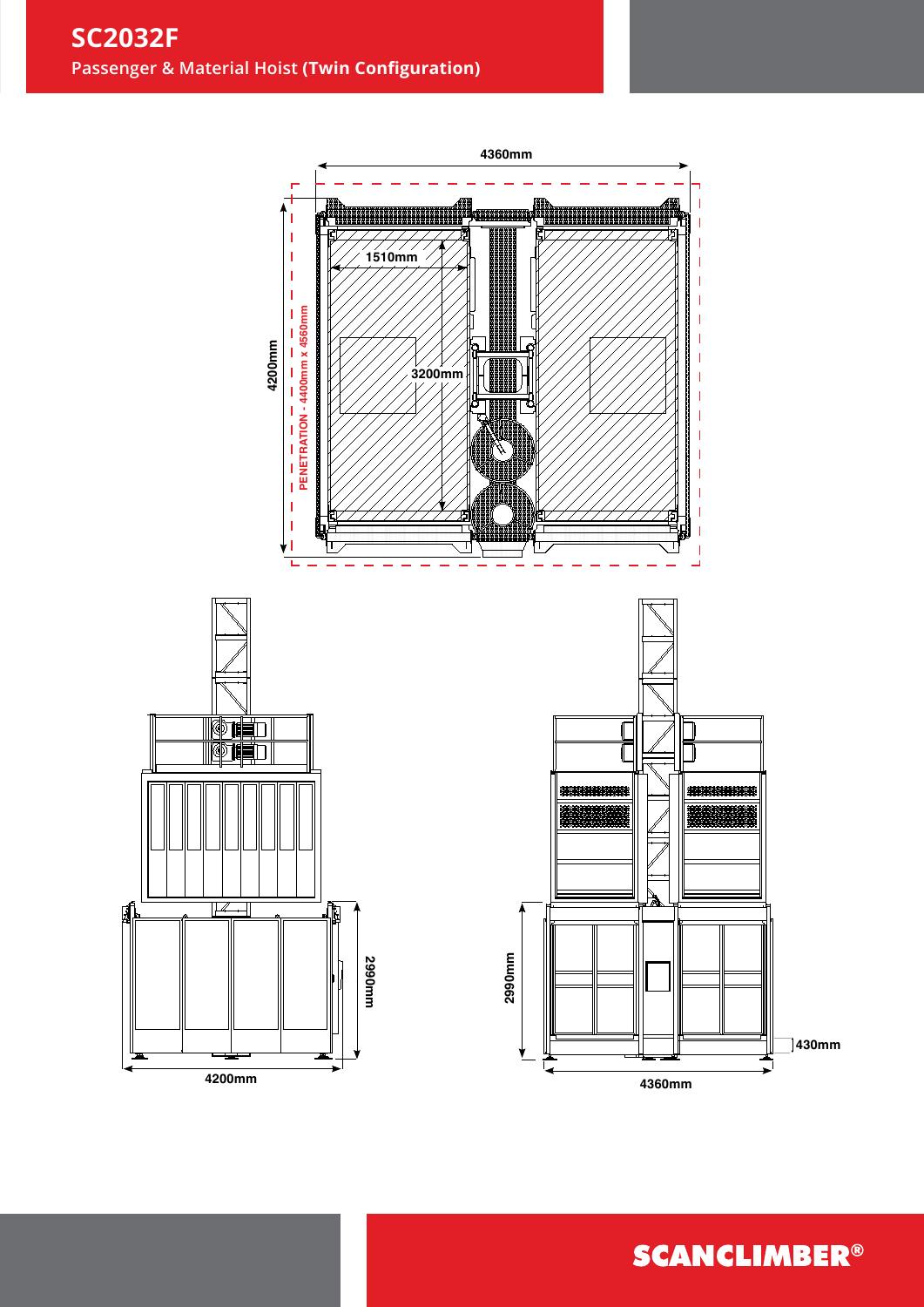# SC2032F

**Passenger & Material Hoist (Twin Configuration)**

4360mm

1510mm

3200mm

4200mm

PENETRATION - 4400mm x 4560mm

2990mm

4200mm

2990mm

430mm

4360mm

SCANCLIMBER®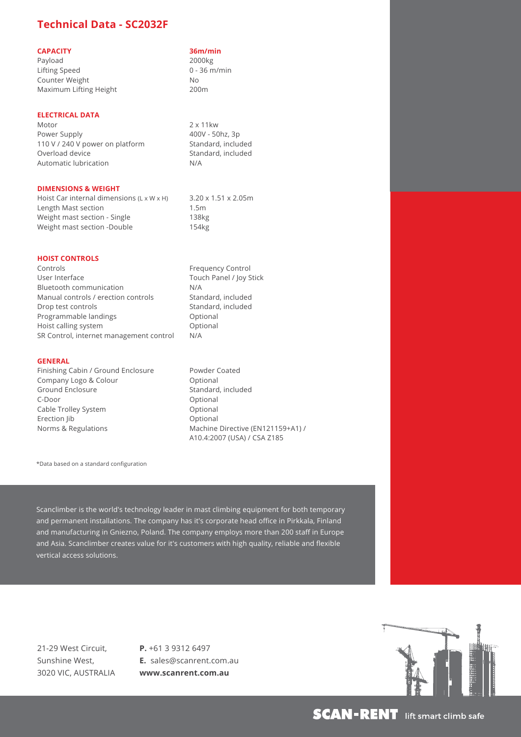## Technical Data - SC2032F

| CAPACITY | 36m/min |
| --- | --- |
| Payload | 2000kg |
| Lifting Speed | 0 - 36 m/min |
| Counter Weight | No |
| Maximum Lifting Height | 200m |

| ELECTRICAL DATA | |
| --- | --- |
| Motor | 2 x 11kw |
| Power Supply | 400V - 50hz, 3p |
| 110 V / 240 V power on platform | Standard, included |
| Overload device | Standard, included |
| Automatic lubrication | N/A |

| DIMENSIONS & WEIGHT | |
| --- | --- |
| Hoist Car internal dimensions (L x W x H) | 3.20 x 1.51 x 2.05m |
| Length Mast section | 1.5m |
| Weight mast section - Single | 138kg |
| Weight mast section -Double | 154kg |

| HOIST CONTROLS | |
| --- | --- |
| Controls | Frequency Control |
| User Interface | Touch Panel / Joy Stick |
| Bluetooth communication | N/A |
| Manual controls / erection controls | Standard, included |
| Drop test controls | Standard, included |
| Programmable landings | Optional |
| Hoist calling system | Optional |
| SR Control, internet management control | N/A |

| GENERAL | |
| --- | --- |
| Finishing Cabin / Ground Enclosure | Powder Coated |
| Company Logo & Colour | Optional |
| Ground Enclosure | Standard, included |
| C-Door | Optional |
| Cable Trolley System | Optional |
| Erection Jib | Optional |
| Norms & Regulations | Machine Directive (EN121159+A1) / A10.4:2007 (USA) / CSA Z185 |

*Data based on a standard configuration

Scanclimber is the world's technology leader in mast climbing equipment for both temporary and permanent installations. The company has it's corporate head office in Pirkkala, Finland and manufacturing in Gniezno, Poland. The company employs more than 200 staff in Europe and Asia. Scanclimber creates value for it's customers with high quality, reliable and flexible vertical access solutions.

21-29 West Circuit,
Sunshine West,
3020 VIC, AUSTRALIA

**P.** +61 3 9312 6497
**E.** sales@scanrent.com.au
**www.scanrent.com.au**

**SCAN-RENT** lift smart climb safe